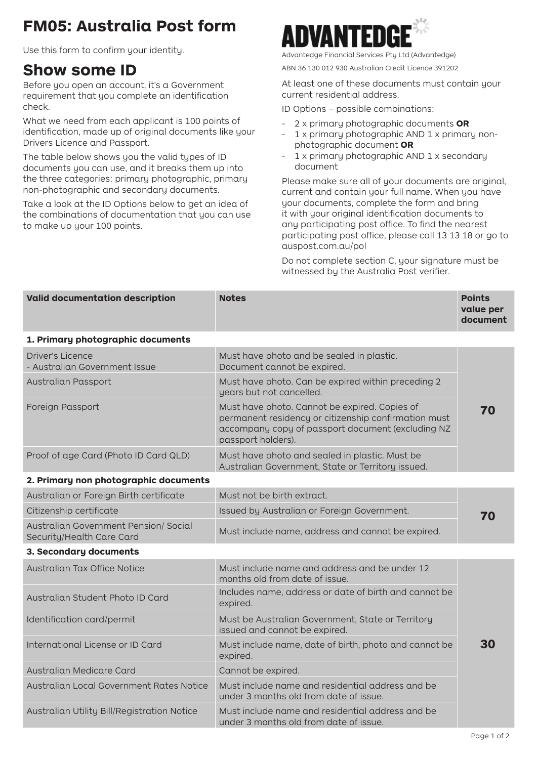# FM05: Australia Post form

Use this form to confirm your identity.

## Show some ID

Before you open an account, it's a Government requirement that you complete an identification check.

What we need from each applicant is 100 points of identification, made up of original documents like your Drivers Licence and Passport.

The table below shows you the valid types of ID documents you can use, and it breaks them up into the three categories: primary photographic, primary non-photographic and secondary documents.

Take a look at the ID Options below to get an idea of the combinations of documentation that you can use to make up your 100 points.

**ADVANTEDGE**

Advantedge Financial Services Pty Ltd (Advantedge)

ABN 36 130 012 930 Australian Credit Licence 391202

At least one of these documents must contain your current residential address.

ID Options – possible combinations:

- 2 x primary photographic documents **OR**
- 1 x primary photographic AND 1 x primary non-photographic document **OR**
- 1 x primary photographic AND 1 x secondary document

Please make sure all of your documents are original, current and contain your full name. When you have your documents, complete the form and bring it with your original identification documents to any participating post office. To find the nearest participating post office, please call 13 13 18 or go to auspost.com.au/pol

Do not complete section C, your signature must be witnessed by the Australia Post verifier.

| Valid documentation description | Notes | Points value per document |
|---|---|---|
| **1. Primary photographic documents** | | |
| Driver's Licence - Australian Government Issue | Must have photo and be sealed in plastic. Document cannot be expired. | 70 |
| Australian Passport | Must have photo. Can be expired within preceding 2 years but not cancelled. | |
| Foreign Passport | Must have photo. Cannot be expired. Copies of permanent residency or citizenship confirmation must accompany copy of passport document (excluding NZ passport holders). | |
| Proof of age Card (Photo ID Card QLD) | Must have photo and sealed in plastic. Must be Australian Government, State or Territory issued. | |
| **2. Primary non photographic documents** | | |
| Australian or Foreign Birth certificate | Must not be birth extract. | 70 |
| Citizenship certificate | Issued by Australian or Foreign Government. | |
| Australian Government Pension/ Social Security/Health Care Card | Must include name, address and cannot be expired. | |
| **3. Secondary documents** | | |
| Australian Tax Office Notice | Must include name and address and be under 12 months old from date of issue. | 30 |
| Australian Student Photo ID Card | Includes name, address or date of birth and cannot be expired. | |
| Identification card/permit | Must be Australian Government, State or Territory issued and cannot be expired. | |
| International License or ID Card | Must include name, date of birth, photo and cannot be expired. | |
| Australian Medicare Card | Cannot be expired. | |
| Australian Local Government Rates Notice | Must include name and residential address and be under 3 months old from date of issue. | |
| Australian Utility Bill/Registration Notice | Must include name and residential address and be under 3 months old from date of issue. | |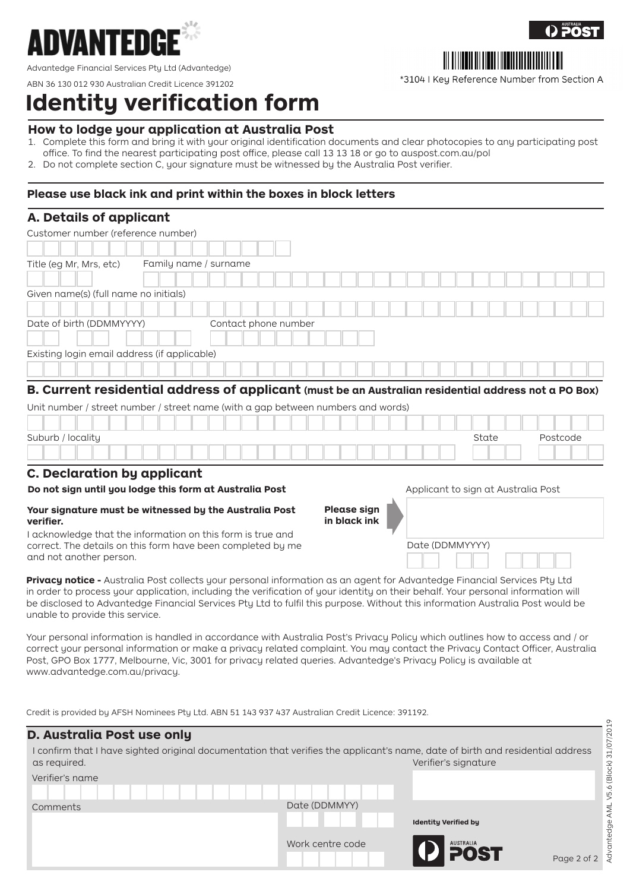ADVANTEDGE

Advantedge Financial Services Pty Ltd (Advantedge)

ABN 36 130 012 930 Australian Credit Licence 391202

*3104 I Key Reference Number from Section A

# Identity verification form

## How to lodge your application at Australia Post

1. Complete this form and bring it with your original identification documents and clear photocopies to any participating post office. To find the nearest participating post office, please call 13 13 18 or go to auspost.com.au/pol
2. Do not complete section C, your signature must be witnessed by the Australia Post verifier.

**Please use black ink and print within the boxes in block letters**

## A. Details of applicant

Customer number (reference number)

Title (eg Mr, Mrs, etc)

Family name / surname

Given name(s) (full name no initials)

Date of birth (DDMMYYYY)

Contact phone number

Existing login email address (if applicable)

## B. Current residential address of applicant (must be an Australian residential address not a PO Box)

Unit number / street number / street name (with a gap between numbers and words)

Suburb / locality

State

Postcode

## C. Declaration by applicant

**Do not sign until you lodge this form at Australia Post**

**Your signature must be witnessed by the Australia Post verifier.**

I acknowledge that the information on this form is true and correct. The details on this form have been completed by me and not another person.

**Please sign in black ink**

Applicant to sign at Australia Post

Date (DDMMYYYY)

**Privacy notice -** Australia Post collects your personal information as an agent for Advantedge Financial Services Pty Ltd in order to process your application, including the verification of your identity on their behalf. Your personal information will be disclosed to Advantedge Financial Services Pty Ltd to fulfil this purpose. Without this information Australia Post would be unable to provide this service.

Your personal information is handled in accordance with Australia Post's Privacy Policy which outlines how to access and / or correct your personal information or make a privacy related complaint. You may contact the Privacy Contact Officer, Australia Post, GPO Box 1777, Melbourne, Vic, 3001 for privacy related queries. Advantedge's Privacy Policy is available at www.advantedge.com.au/privacy.

Credit is provided by AFSH Nominees Pty Ltd. ABN 51 143 937 437 Australian Credit Licence: 391192.

## D. Australia Post use only

I confirm that I have sighted original documentation that verifies the applicant's name, date of birth and residential address as required.

Verifier's name

Verifier's signature

Comments

Date (DDMMYY)

**Identity Verified by**

Work centre code

Advantedge AML V5.6 (Block) 31/07/2019